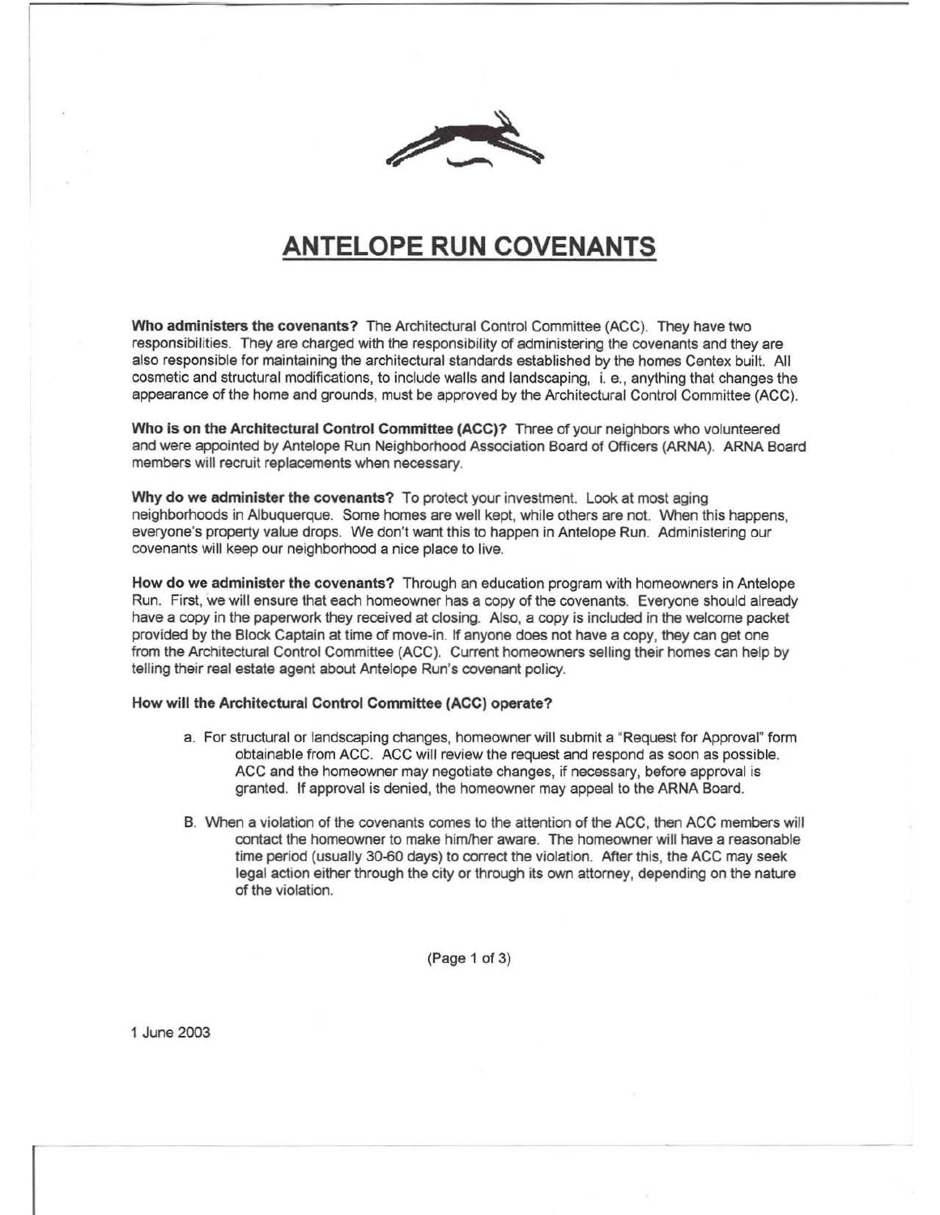# ANTELOPE RUN COVENANTS

**Who administers the covenants?** The Architectural Control Committee (ACC). They have two responsibilities. They are charged with the responsibility of administering the covenants and they are also responsible for maintaining the architectural standards established by the homes Centex built. All cosmetic and structural modifications, to include walls and landscaping, i. e., anything that changes the appearance of the home and grounds, must be approved by the Architectural Control Committee (ACC).

**Who is on the Architectural Control Committee (ACC)?** Three of your neighbors who volunteered and were appointed by Antelope Run Neighborhood Association Board of Officers (ARNA). ARNA Board members will recruit replacements when necessary.

**Why do we administer the covenants?** To protect your investment. Look at most aging neighborhoods in Albuquerque. Some homes are well kept, while others are not. When this happens, everyone's property value drops. We don't want this to happen in Antelope Run. Administering our covenants will keep our neighborhood a nice place to live.

**How do we administer the covenants?** Through an education program with homeowners in Antelope Run. First, we will ensure that each homeowner has a copy of the covenants. Everyone should already have a copy in the paperwork they received at closing. Also, a copy is included in the welcome packet provided by the Block Captain at time of move-in. If anyone does not have a copy, they can get one from the Architectural Control Committee (ACC). Current homeowners selling their homes can help by telling their real estate agent about Antelope Run's covenant policy.

**How will the Architectural Control Committee (ACC) operate?**

a. For structural or landscaping changes, homeowner will submit a "Request for Approval" form obtainable from ACC. ACC will review the request and respond as soon as possible. ACC and the homeowner may negotiate changes, if necessary, before approval is granted. If approval is denied, the homeowner may appeal to the ARNA Board.

B. When a violation of the covenants comes to the attention of the ACC, then ACC members will contact the homeowner to make him/her aware. The homeowner will have a reasonable time period (usually 30-60 days) to correct the violation. After this, the ACC may seek legal action either through the city or through its own attorney, depending on the nature of the violation.

1 June 2003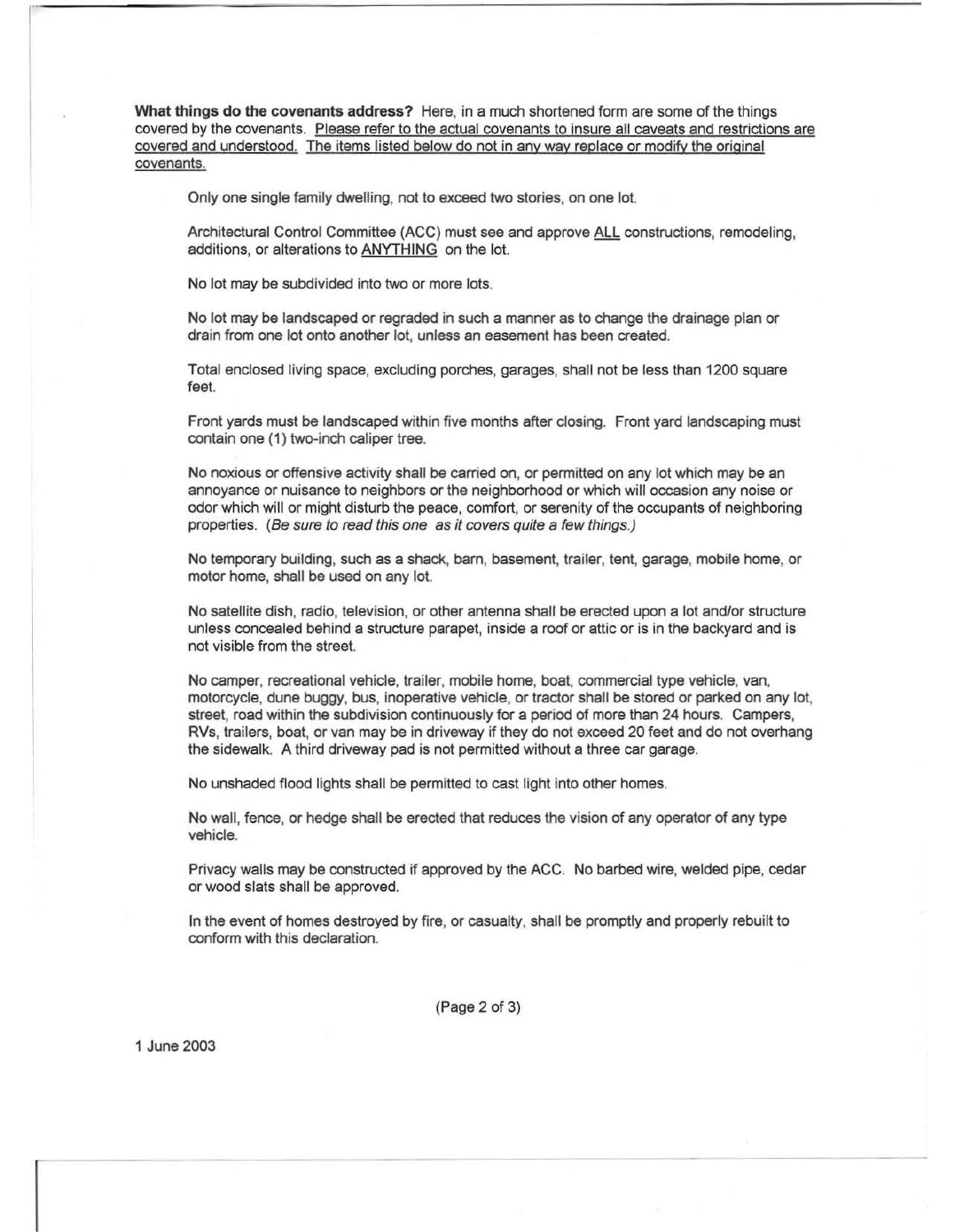**What things do the covenants address?** Here, in a much shortened form are some of the things covered by the covenants. <u>Please refer to the actual covenants to insure all caveats and restrictions are covered and understood. The items listed below do not in any way replace or modify the original covenants.</u>

Only one single family dwelling, not to exceed two stories, on one lot.

Architectural Control Committee (ACC) must see and approve <u>ALL</u> constructions, remodeling, additions, or alterations to <u>ANYTHING</u> on the lot.

No lot may be subdivided into two or more lots.

No lot may be landscaped or regraded in such a manner as to change the drainage plan or drain from one lot onto another lot, unless an easement has been created.

Total enclosed living space, excluding porches, garages, shall not be less than 1200 square feet.

Front yards must be landscaped within five months after closing. Front yard landscaping must contain one (1) two-inch caliper tree.

No noxious or offensive activity shall be carried on, or permitted on any lot which may be an annoyance or nuisance to neighbors or the neighborhood or which will occasion any noise or odor which will or might disturb the peace, comfort, or serenity of the occupants of neighboring properties. *(Be sure to read this one as it covers quite a few things.)*

No temporary building, such as a shack, barn, basement, trailer, tent, garage, mobile home, or motor home, shall be used on any lot.

No satellite dish, radio, television, or other antenna shall be erected upon a lot and/or structure unless concealed behind a structure parapet, inside a roof or attic or is in the backyard and is not visible from the street.

No camper, recreational vehicle, trailer, mobile home, boat, commercial type vehicle, van, motorcycle, dune buggy, bus, inoperative vehicle, or tractor shall be stored or parked on any lot, street, road within the subdivision continuously for a period of more than 24 hours. Campers, RVs, trailers, boat, or van may be in driveway if they do not exceed 20 feet and do not overhang the sidewalk. A third driveway pad is not permitted without a three car garage.

No unshaded flood lights shall be permitted to cast light into other homes.

No wall, fence, or hedge shall be erected that reduces the vision of any operator of any type vehicle.

Privacy walls may be constructed if approved by the ACC. No barbed wire, welded pipe, cedar or wood slats shall be approved.

In the event of homes destroyed by fire, or casualty, shall be promptly and properly rebuilt to conform with this declaration.

1 June 2003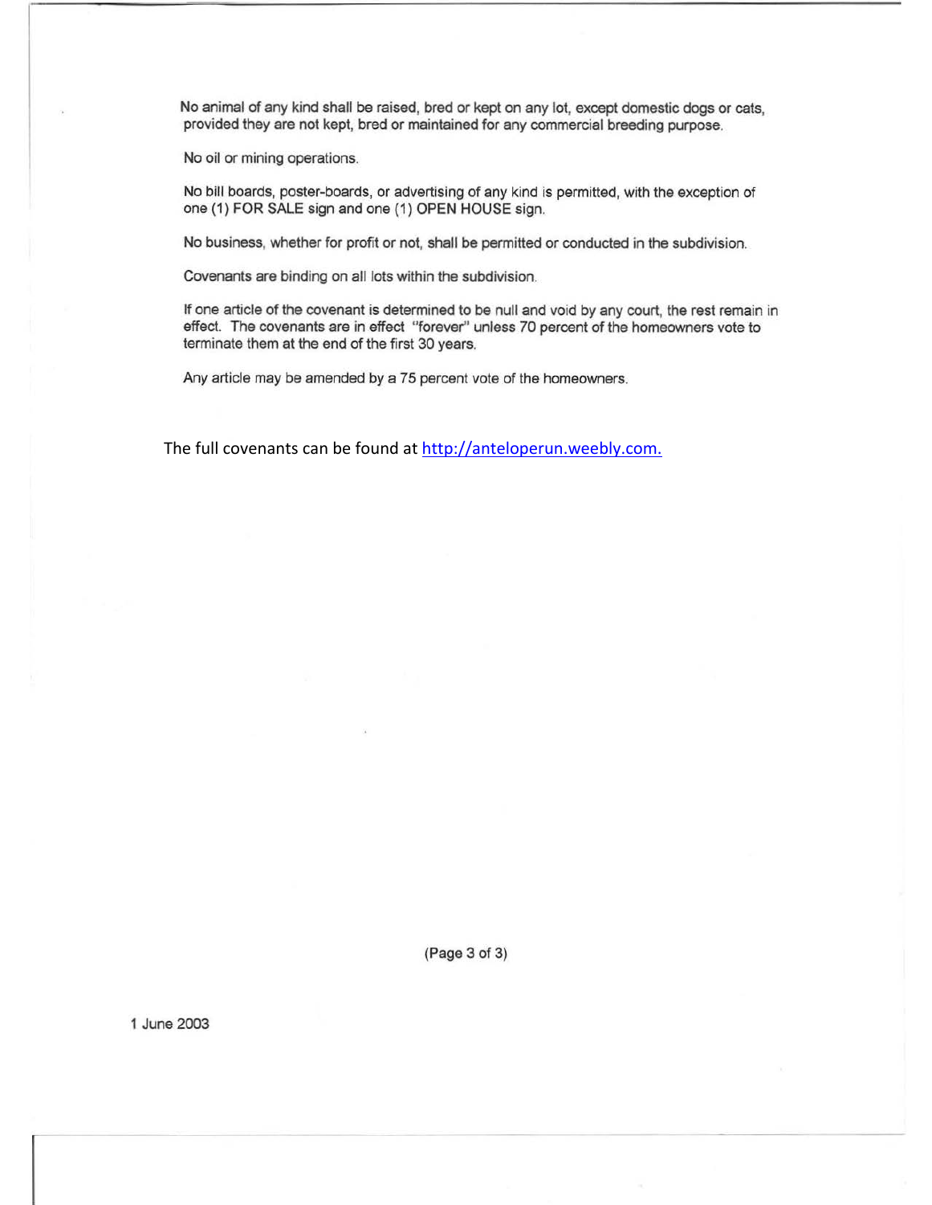No animal of any kind shall be raised, bred or kept on any lot, except domestic dogs or cats, provided they are not kept, bred or maintained for any commercial breeding purpose.

No oil or mining operations.

No bill boards, poster-boards, or advertising of any kind is permitted, with the exception of one (1) FOR SALE sign and one (1) OPEN HOUSE sign.

No business, whether for profit or not, shall be permitted or conducted in the subdivision.

Covenants are binding on all lots within the subdivision.

If one article of the covenant is determined to be null and void by any court, the rest remain in effect. The covenants are in effect "forever" unless 70 percent of the homeowners vote to terminate them at the end of the first 30 years.

Any article may be amended by a 75 percent vote of the homeowners.

The full covenants can be found at [http://anteloperun.weebly.com.](http://anteloperun.weebly.com)

1 June 2003